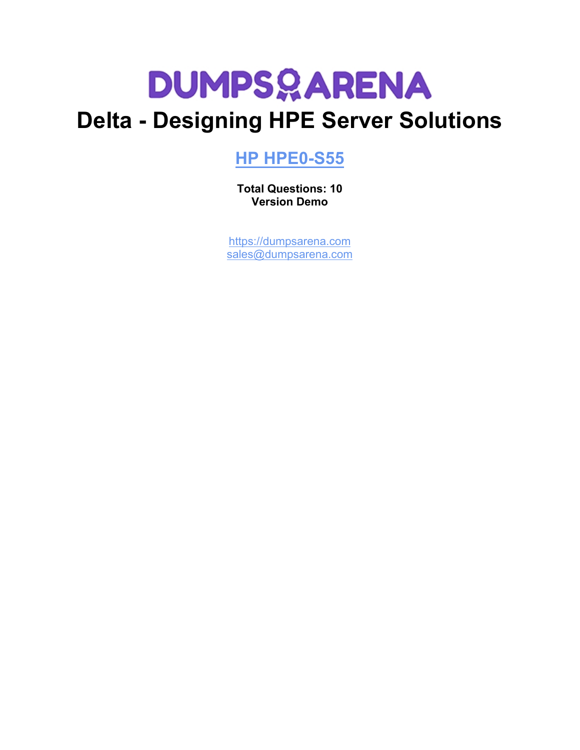# DUMPSARENA

# Delta - Designing HPE Server Solutions

## [HP HPE0-S55](https://dumpsarena.com)

**Total Questions: 10**
**Version Demo**

[https://dumpsarena.com](https://dumpsarena.com)
[sales@dumpsarena.com](mailto:sales@dumpsarena.com)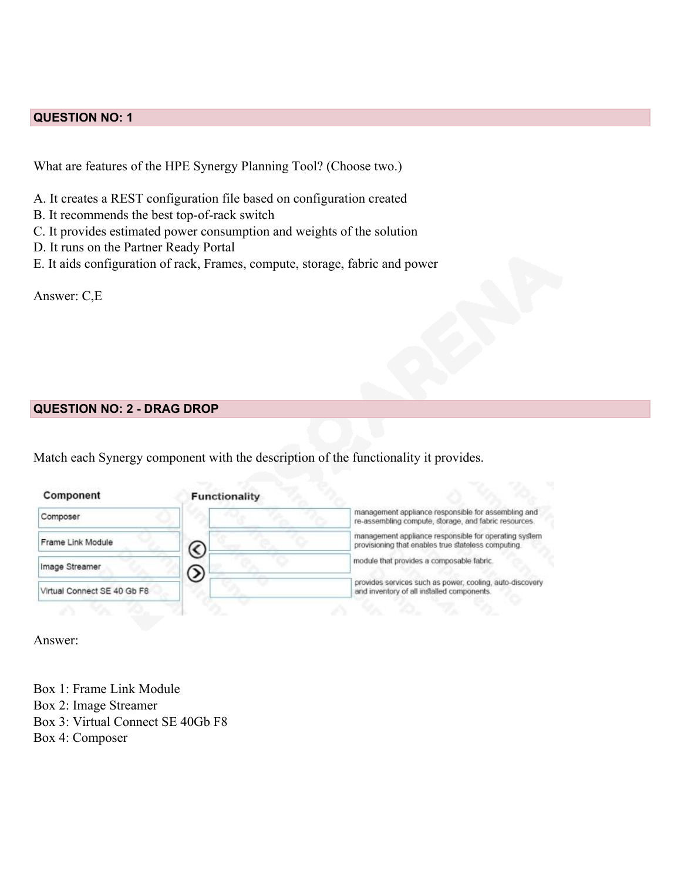**QUESTION NO: 1**

What are features of the HPE Synergy Planning Tool? (Choose two.)

A. It creates a REST configuration file based on configuration created
B. It recommends the best top-of-rack switch
C. It provides estimated power consumption and weights of the solution
D. It runs on the Partner Ready Portal
E. It aids configuration of rack, Frames, compute, storage, fabric and power

Answer: C,E

**QUESTION NO: 2 - DRAG DROP**

Match each Synergy component with the description of the functionality it provides.

| Component | Functionality | |
|---|---|---|
| Composer | | management appliance responsible for assembling and re-assembling compute, storage, and fabric resources. |
| Frame Link Module | | management appliance responsible for operating system provisioning that enables true stateless computing. |
| Image Streamer | | module that provides a composable fabric. |
| Virtual Connect SE 40 Gb F8 | | provides services such as power, cooling, auto-discovery and inventory of all installed components. |

Answer:

Box 1: Frame Link Module
Box 2: Image Streamer
Box 3: Virtual Connect SE 40Gb F8
Box 4: Composer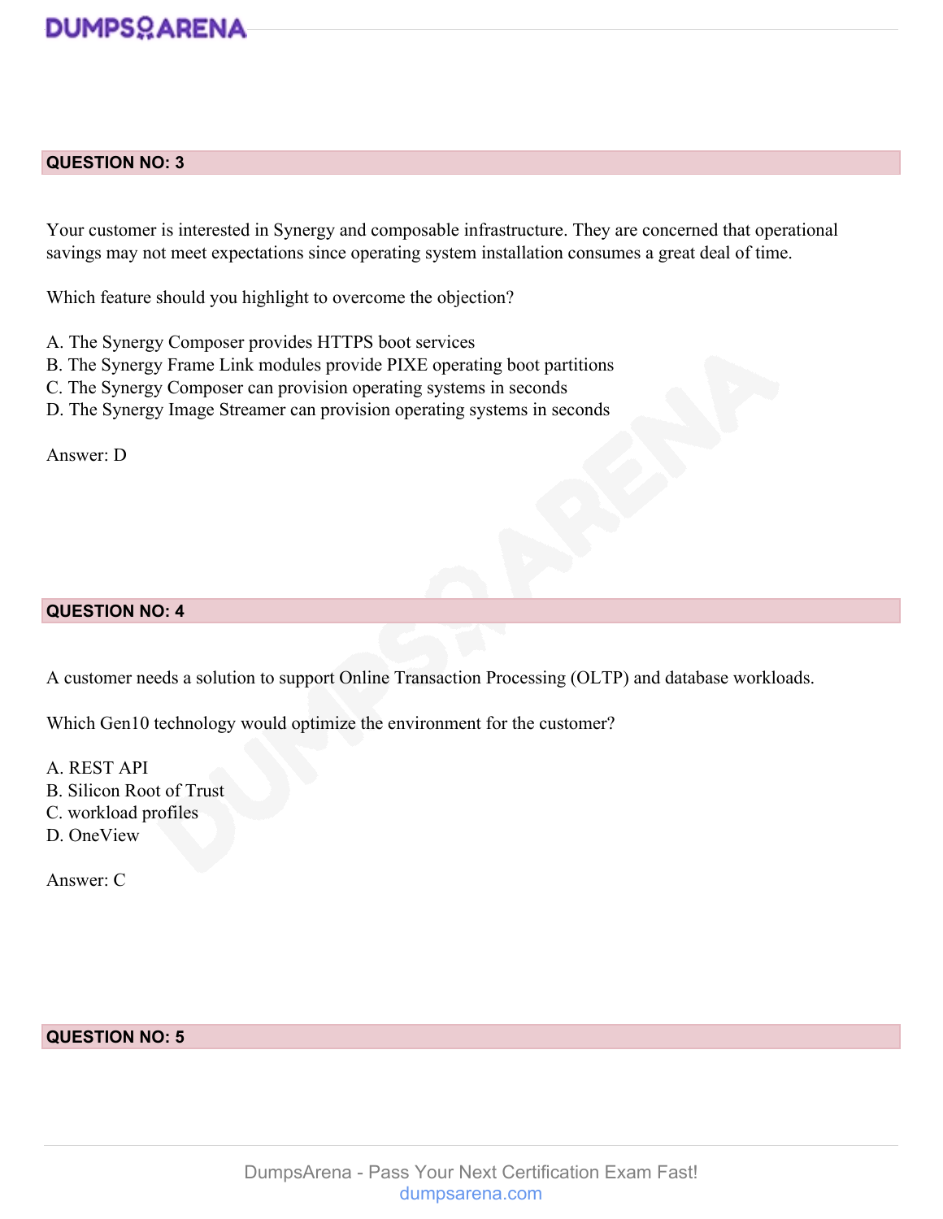## QUESTION NO: 3

Your customer is interested in Synergy and composable infrastructure. They are concerned that operational savings may not meet expectations since operating system installation consumes a great deal of time.

Which feature should you highlight to overcome the objection?

A. The Synergy Composer provides HTTPS boot services
B. The Synergy Frame Link modules provide PIXE operating boot partitions
C. The Synergy Composer can provision operating systems in seconds
D. The Synergy Image Streamer can provision operating systems in seconds

Answer: D

## QUESTION NO: 4

A customer needs a solution to support Online Transaction Processing (OLTP) and database workloads.

Which Gen10 technology would optimize the environment for the customer?

A. REST API
B. Silicon Root of Trust
C. workload profiles
D. OneView

Answer: C

## QUESTION NO: 5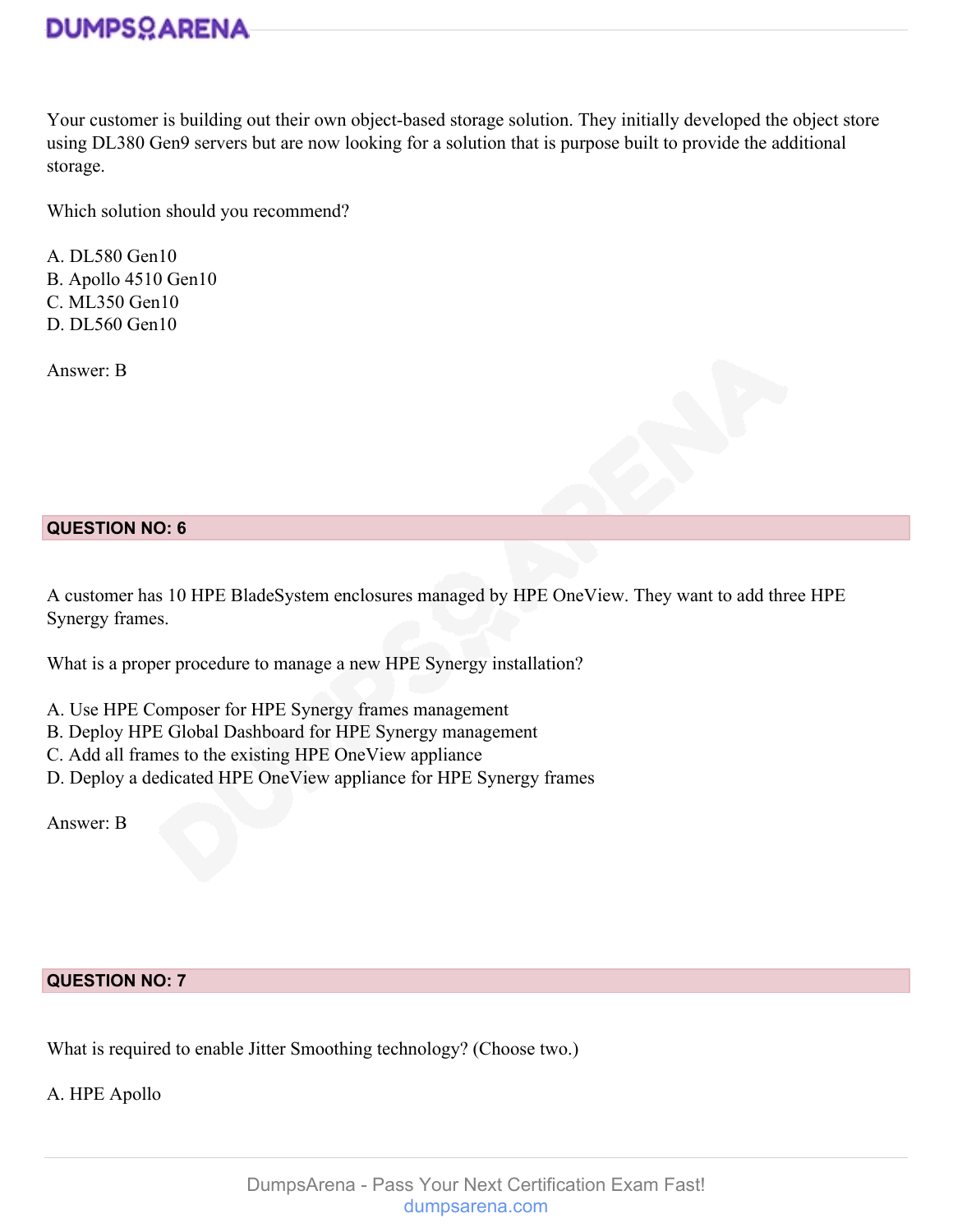Your customer is building out their own object-based storage solution. They initially developed the object store using DL380 Gen9 servers but are now looking for a solution that is purpose built to provide the additional storage.

Which solution should you recommend?

A. DL580 Gen10
B. Apollo 4510 Gen10
C. ML350 Gen10
D. DL560 Gen10

Answer: B

**QUESTION NO: 6**

A customer has 10 HPE BladeSystem enclosures managed by HPE OneView. They want to add three HPE Synergy frames.

What is a proper procedure to manage a new HPE Synergy installation?

A. Use HPE Composer for HPE Synergy frames management
B. Deploy HPE Global Dashboard for HPE Synergy management
C. Add all frames to the existing HPE OneView appliance
D. Deploy a dedicated HPE OneView appliance for HPE Synergy frames

Answer: B

**QUESTION NO: 7**

What is required to enable Jitter Smoothing technology? (Choose two.)

A. HPE Apollo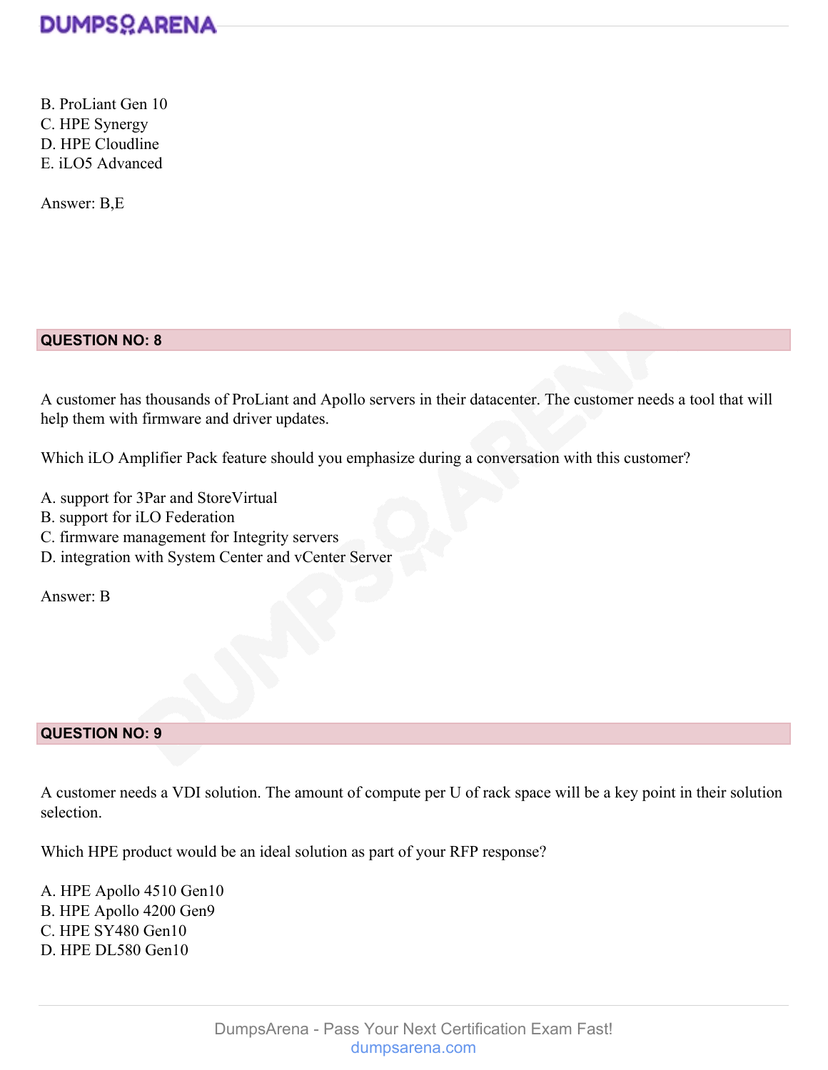B. ProLiant Gen 10
C. HPE Synergy
D. HPE Cloudline
E. iLO5 Advanced

Answer: B,E

**QUESTION NO: 8**

A customer has thousands of ProLiant and Apollo servers in their datacenter. The customer needs a tool that will help them with firmware and driver updates.

Which iLO Amplifier Pack feature should you emphasize during a conversation with this customer?

A. support for 3Par and StoreVirtual
B. support for iLO Federation
C. firmware management for Integrity servers
D. integration with System Center and vCenter Server

Answer: B

**QUESTION NO: 9**

A customer needs a VDI solution. The amount of compute per U of rack space will be a key point in their solution selection.

Which HPE product would be an ideal solution as part of your RFP response?

A. HPE Apollo 4510 Gen10
B. HPE Apollo 4200 Gen9
C. HPE SY480 Gen10
D. HPE DL580 Gen10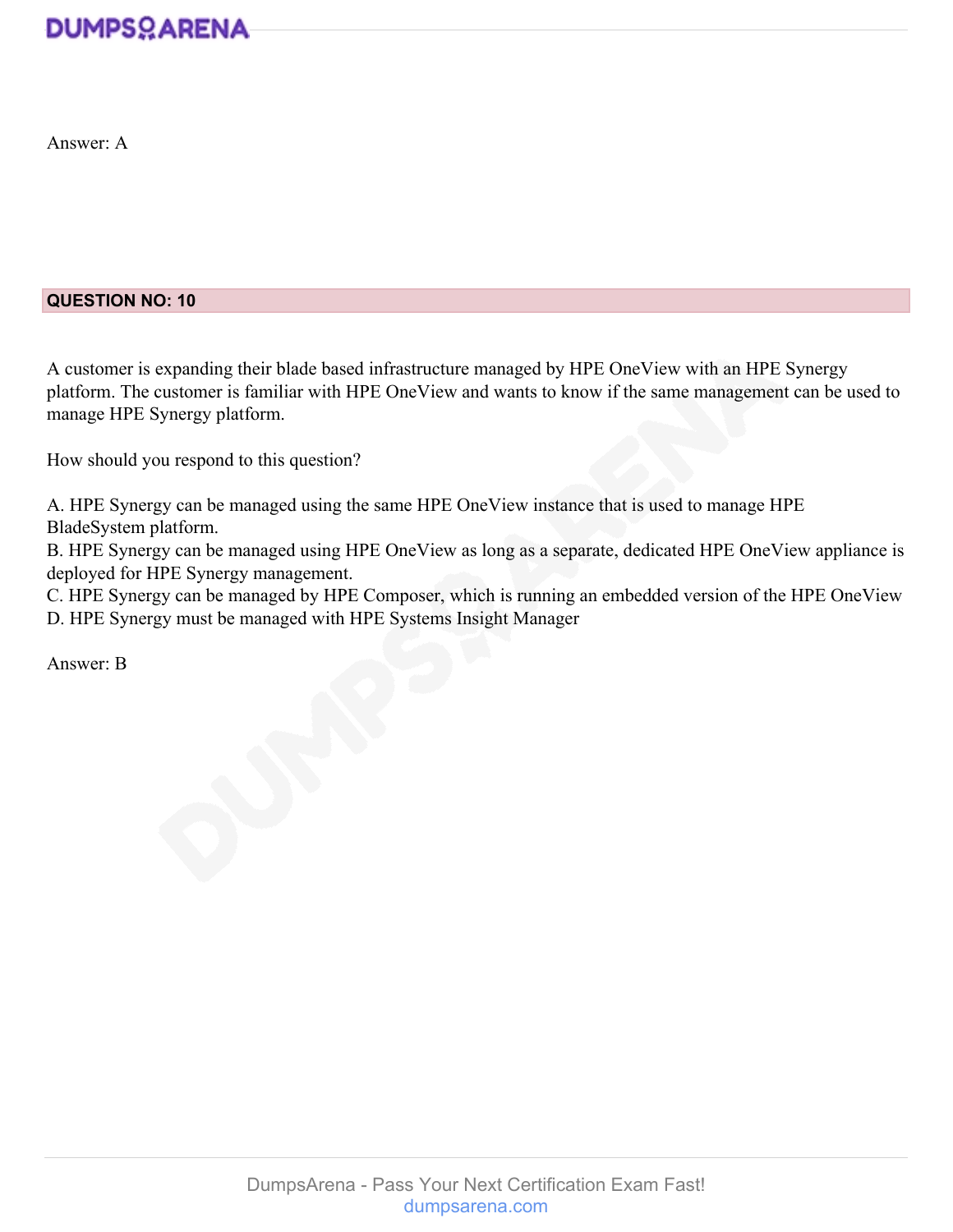Answer: A

**QUESTION NO: 10**

A customer is expanding their blade based infrastructure managed by HPE OneView with an HPE Synergy platform. The customer is familiar with HPE OneView and wants to know if the same management can be used to manage HPE Synergy platform.

How should you respond to this question?

A. HPE Synergy can be managed using the same HPE OneView instance that is used to manage HPE BladeSystem platform.
B. HPE Synergy can be managed using HPE OneView as long as a separate, dedicated HPE OneView appliance is deployed for HPE Synergy management.
C. HPE Synergy can be managed by HPE Composer, which is running an embedded version of the HPE OneView
D. HPE Synergy must be managed with HPE Systems Insight Manager

Answer: B